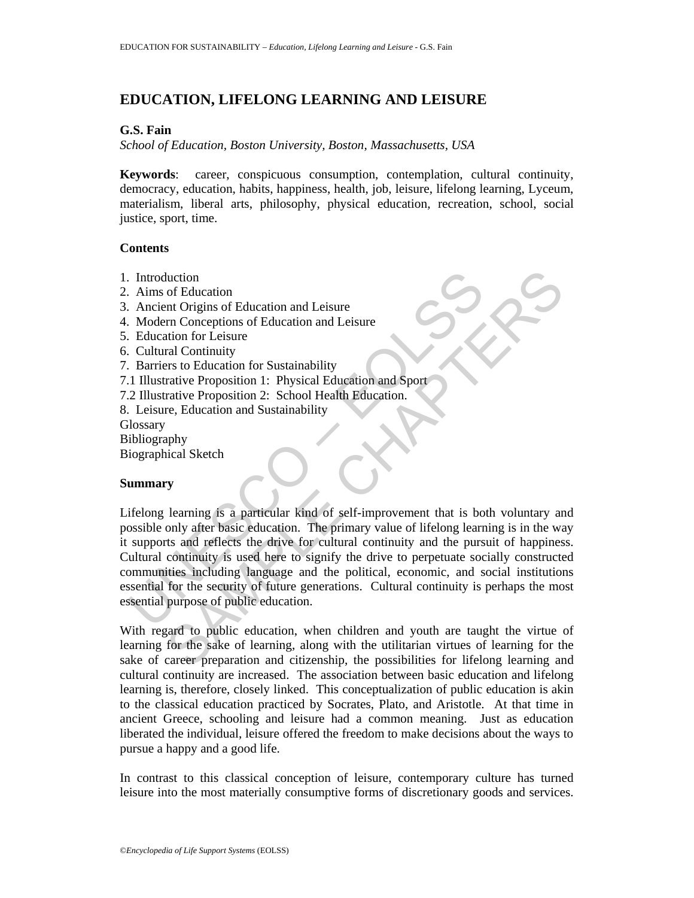# EDUCATION, LIFELONG LEARNING AND LEISURE

**G.S. Fain**

*School of Education, Boston University, Boston, Massachusetts, USA*

**Keywords**: career, conspicuous consumption, contemplation, cultural continuity, democracy, education, habits, happiness, health, job, leisure, lifelong learning, Lyceum, materialism, liberal arts, philosophy, physical education, recreation, school, social justice, sport, time.

## Contents

1. Introduction
2. Aims of Education
3. Ancient Origins of Education and Leisure
4. Modern Conceptions of Education and Leisure
5. Education for Leisure
6. Cultural Continuity
7. Barriers to Education for Sustainability

7.1 Illustrative Proposition 1: Physical Education and Sport

7.2 Illustrative Proposition 2: School Health Education.

8. Leisure, Education and Sustainability

Glossary

Bibliography

Biographical Sketch

## Summary

Lifelong learning is a particular kind of self-improvement that is both voluntary and possible only after basic education. The primary value of lifelong learning is in the way it supports and reflects the drive for cultural continuity and the pursuit of happiness. Cultural continuity is used here to signify the drive to perpetuate socially constructed communities including language and the political, economic, and social institutions essential for the security of future generations. Cultural continuity is perhaps the most essential purpose of public education.

With regard to public education, when children and youth are taught the virtue of learning for the sake of learning, along with the utilitarian virtues of learning for the sake of career preparation and citizenship, the possibilities for lifelong learning and cultural continuity are increased. The association between basic education and lifelong learning is, therefore, closely linked. This conceptualization of public education is akin to the classical education practiced by Socrates, Plato, and Aristotle. At that time in ancient Greece, schooling and leisure had a common meaning. Just as education liberated the individual, leisure offered the freedom to make decisions about the ways to pursue a happy and a good life.

In contrast to this classical conception of leisure, contemporary culture has turned leisure into the most materially consumptive forms of discretionary goods and services.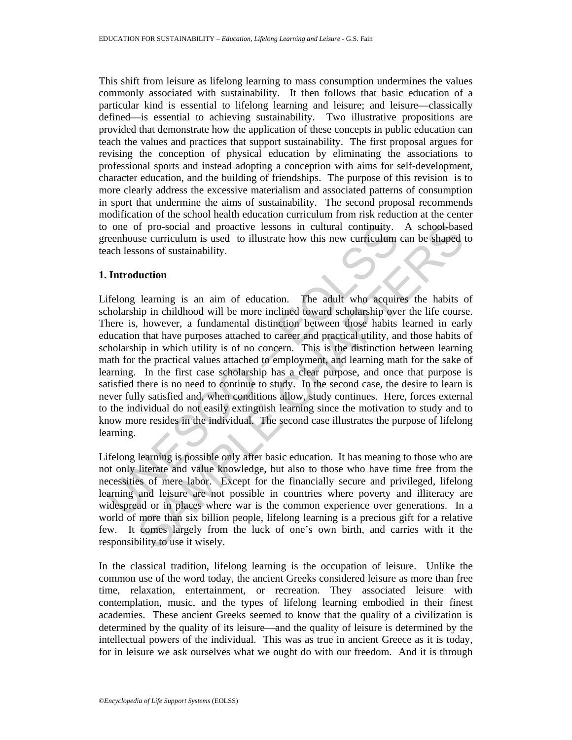This shift from leisure as lifelong learning to mass consumption undermines the values commonly associated with sustainability. It then follows that basic education of a particular kind is essential to lifelong learning and leisure; and leisure—classically defined—is essential to achieving sustainability. Two illustrative propositions are provided that demonstrate how the application of these concepts in public education can teach the values and practices that support sustainability. The first proposal argues for revising the conception of physical education by eliminating the associations to professional sports and instead adopting a conception with aims for self-development, character education, and the building of friendships. The purpose of this revision is to more clearly address the excessive materialism and associated patterns of consumption in sport that undermine the aims of sustainability. The second proposal recommends modification of the school health education curriculum from risk reduction at the center to one of pro-social and proactive lessons in cultural continuity. A school-based greenhouse curriculum is used to illustrate how this new curriculum can be shaped to teach lessons of sustainability.

## 1. Introduction

Lifelong learning is an aim of education. The adult who acquires the habits of scholarship in childhood will be more inclined toward scholarship over the life course. There is, however, a fundamental distinction between those habits learned in early education that have purposes attached to career and practical utility, and those habits of scholarship in which utility is of no concern. This is the distinction between learning math for the practical values attached to employment, and learning math for the sake of learning. In the first case scholarship has a clear purpose, and once that purpose is satisfied there is no need to continue to study. In the second case, the desire to learn is never fully satisfied and, when conditions allow, study continues. Here, forces external to the individual do not easily extinguish learning since the motivation to study and to know more resides in the individual. The second case illustrates the purpose of lifelong learning.

Lifelong learning is possible only after basic education. It has meaning to those who are not only literate and value knowledge, but also to those who have time free from the necessities of mere labor. Except for the financially secure and privileged, lifelong learning and leisure are not possible in countries where poverty and illiteracy are widespread or in places where war is the common experience over generations. In a world of more than six billion people, lifelong learning is a precious gift for a relative few. It comes largely from the luck of one's own birth, and carries with it the responsibility to use it wisely.

In the classical tradition, lifelong learning is the occupation of leisure. Unlike the common use of the word today, the ancient Greeks considered leisure as more than free time, relaxation, entertainment, or recreation. They associated leisure with contemplation, music, and the types of lifelong learning embodied in their finest academies. These ancient Greeks seemed to know that the quality of a civilization is determined by the quality of its leisure—and the quality of leisure is determined by the intellectual powers of the individual. This was as true in ancient Greece as it is today, for in leisure we ask ourselves what we ought do with our freedom. And it is through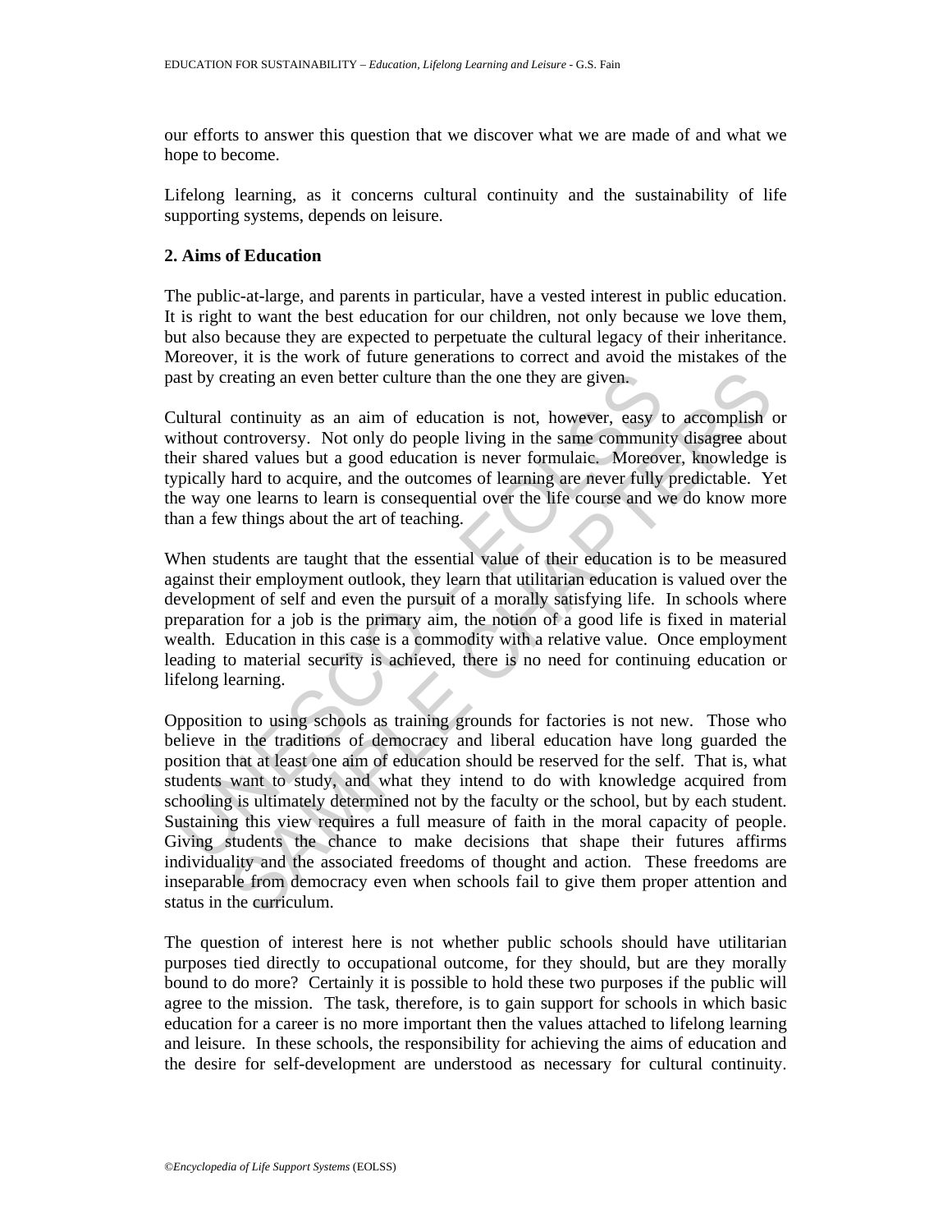our efforts to answer this question that we discover what we are made of and what we hope to become.

Lifelong learning, as it concerns cultural continuity and the sustainability of life supporting systems, depends on leisure.

## 2. Aims of Education

The public-at-large, and parents in particular, have a vested interest in public education. It is right to want the best education for our children, not only because we love them, but also because they are expected to perpetuate the cultural legacy of their inheritance. Moreover, it is the work of future generations to correct and avoid the mistakes of the past by creating an even better culture than the one they are given.

Cultural continuity as an aim of education is not, however, easy to accomplish or without controversy. Not only do people living in the same community disagree about their shared values but a good education is never formulaic. Moreover, knowledge is typically hard to acquire, and the outcomes of learning are never fully predictable. Yet the way one learns to learn is consequential over the life course and we do know more than a few things about the art of teaching.

When students are taught that the essential value of their education is to be measured against their employment outlook, they learn that utilitarian education is valued over the development of self and even the pursuit of a morally satisfying life. In schools where preparation for a job is the primary aim, the notion of a good life is fixed in material wealth. Education in this case is a commodity with a relative value. Once employment leading to material security is achieved, there is no need for continuing education or lifelong learning.

Opposition to using schools as training grounds for factories is not new. Those who believe in the traditions of democracy and liberal education have long guarded the position that at least one aim of education should be reserved for the self. That is, what students want to study, and what they intend to do with knowledge acquired from schooling is ultimately determined not by the faculty or the school, but by each student. Sustaining this view requires a full measure of faith in the moral capacity of people. Giving students the chance to make decisions that shape their futures affirms individuality and the associated freedoms of thought and action. These freedoms are inseparable from democracy even when schools fail to give them proper attention and status in the curriculum.

The question of interest here is not whether public schools should have utilitarian purposes tied directly to occupational outcome, for they should, but are they morally bound to do more? Certainly it is possible to hold these two purposes if the public will agree to the mission. The task, therefore, is to gain support for schools in which basic education for a career is no more important then the values attached to lifelong learning and leisure. In these schools, the responsibility for achieving the aims of education and the desire for self-development are understood as necessary for cultural continuity.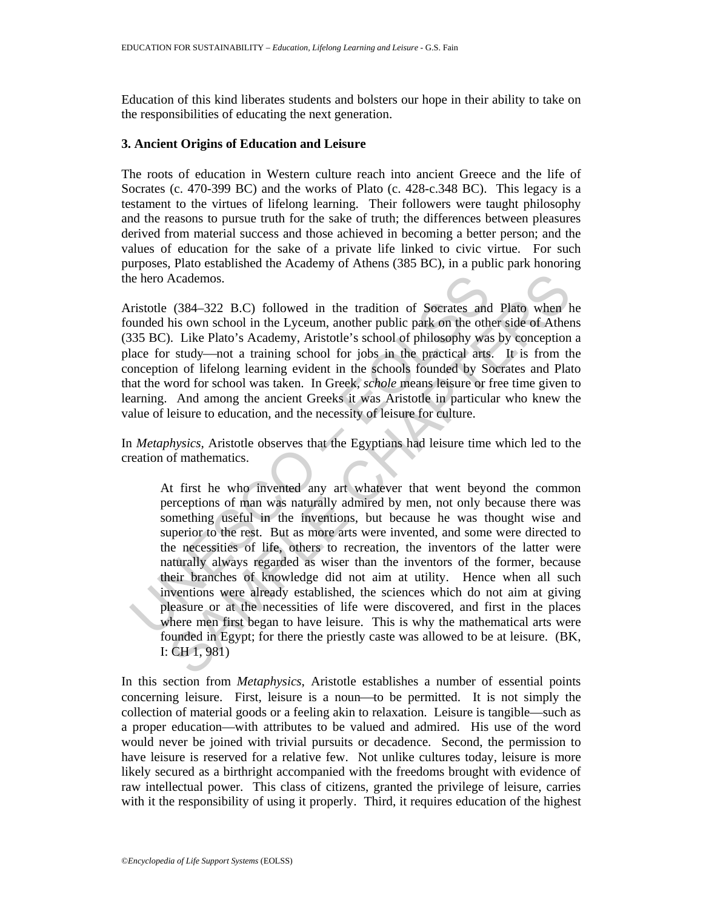Education of this kind liberates students and bolsters our hope in their ability to take on the responsibilities of educating the next generation.

### 3. Ancient Origins of Education and Leisure

The roots of education in Western culture reach into ancient Greece and the life of Socrates (c. 470-399 BC) and the works of Plato (c. 428-c.348 BC). This legacy is a testament to the virtues of lifelong learning. Their followers were taught philosophy and the reasons to pursue truth for the sake of truth; the differences between pleasures derived from material success and those achieved in becoming a better person; and the values of education for the sake of a private life linked to civic virtue. For such purposes, Plato established the Academy of Athens (385 BC), in a public park honoring the hero Academos.

Aristotle (384–322 B.C) followed in the tradition of Socrates and Plato when he founded his own school in the Lyceum, another public park on the other side of Athens (335 BC). Like Plato's Academy, Aristotle's school of philosophy was by conception a place for study—not a training school for jobs in the practical arts. It is from the conception of lifelong learning evident in the schools founded by Socrates and Plato that the word for school was taken. In Greek, *schole* means leisure or free time given to learning. And among the ancient Greeks it was Aristotle in particular who knew the value of leisure to education, and the necessity of leisure for culture.

In *Metaphysics*, Aristotle observes that the Egyptians had leisure time which led to the creation of mathematics.

> At first he who invented any art whatever that went beyond the common perceptions of man was naturally admired by men, not only because there was something useful in the inventions, but because he was thought wise and superior to the rest. But as more arts were invented, and some were directed to the necessities of life, others to recreation, the inventors of the latter were naturally always regarded as wiser than the inventors of the former, because their branches of knowledge did not aim at utility. Hence when all such inventions were already established, the sciences which do not aim at giving pleasure or at the necessities of life were discovered, and first in the places where men first began to have leisure. This is why the mathematical arts were founded in Egypt; for there the priestly caste was allowed to be at leisure. (BK, I: CH 1, 981)

In this section from *Metaphysics*, Aristotle establishes a number of essential points concerning leisure. First, leisure is a noun—to be permitted. It is not simply the collection of material goods or a feeling akin to relaxation. Leisure is tangible—such as a proper education—with attributes to be valued and admired. His use of the word would never be joined with trivial pursuits or decadence. Second, the permission to have leisure is reserved for a relative few. Not unlike cultures today, leisure is more likely secured as a birthright accompanied with the freedoms brought with evidence of raw intellectual power. This class of citizens, granted the privilege of leisure, carries with it the responsibility of using it properly. Third, it requires education of the highest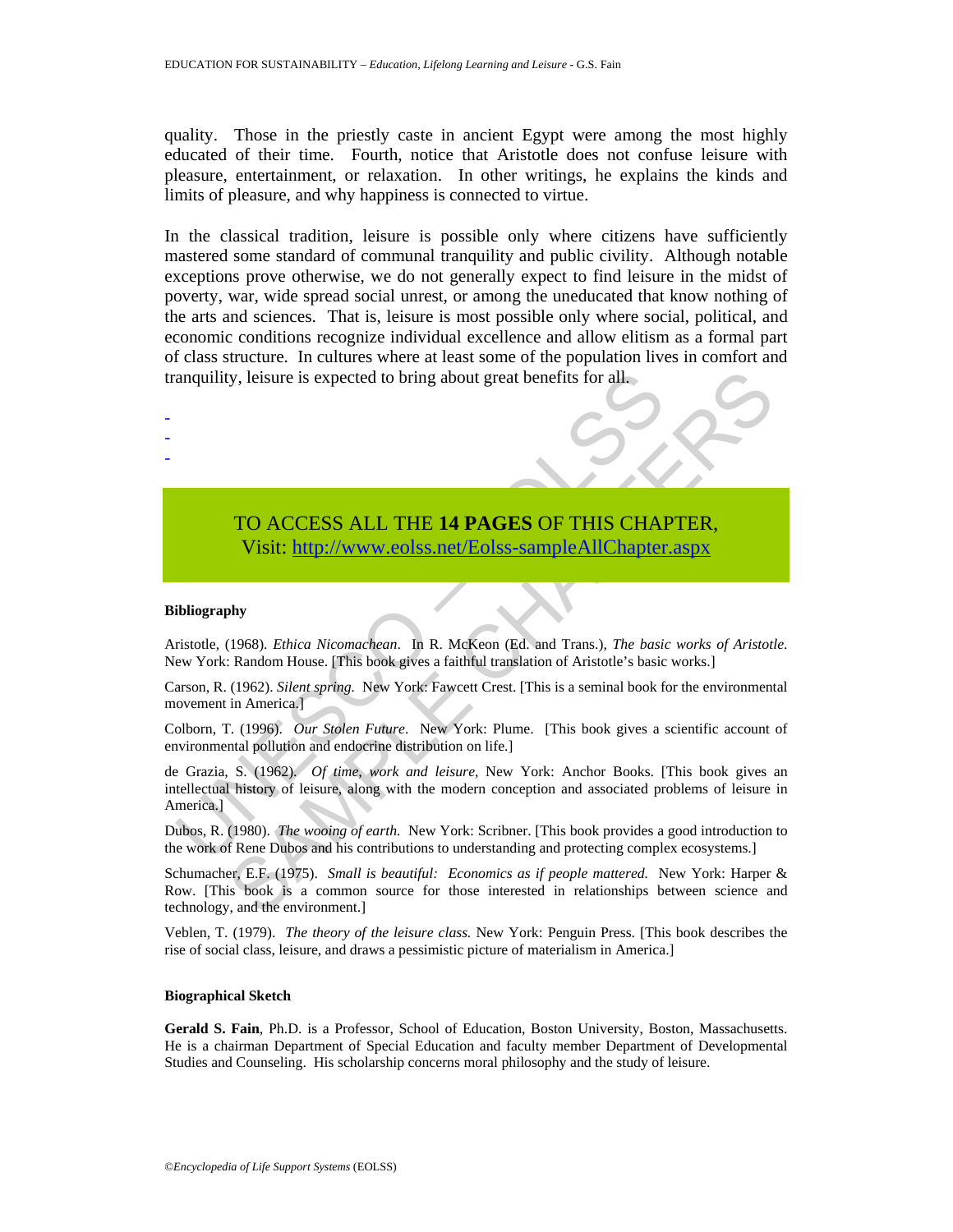quality. Those in the priestly caste in ancient Egypt were among the most highly educated of their time. Fourth, notice that Aristotle does not confuse leisure with pleasure, entertainment, or relaxation. In other writings, he explains the kinds and limits of pleasure, and why happiness is connected to virtue.

In the classical tradition, leisure is possible only where citizens have sufficiently mastered some standard of communal tranquility and public civility. Although notable exceptions prove otherwise, we do not generally expect to find leisure in the midst of poverty, war, wide spread social unrest, or among the uneducated that know nothing of the arts and sciences. That is, leisure is most possible only where social, political, and economic conditions recognize individual excellence and allow elitism as a formal part of class structure. In cultures where at least some of the population lives in comfort and tranquility, leisure is expected to bring about great benefits for all.

-
-
-

TO ACCESS ALL THE **14 PAGES** OF THIS CHAPTER,
Visit: http://www.eolss.net/Eolss-sampleAllChapter.aspx

**Bibliography**

Aristotle, (1968). *Ethica Nicomachean*. In R. McKeon (Ed. and Trans.), *The basic works of Aristotle*. New York: Random House. [This book gives a faithful translation of Aristotle's basic works.]

Carson, R. (1962). *Silent spring*. New York: Fawcett Crest. [This is a seminal book for the environmental movement in America.]

Colborn, T. (1996). *Our Stolen Future*. New York: Plume. [This book gives a scientific account of environmental pollution and endocrine distribution on life.]

de Grazia, S. (1962). *Of time, work and leisure*, New York: Anchor Books. [This book gives an intellectual history of leisure, along with the modern conception and associated problems of leisure in America.]

Dubos, R. (1980). *The wooing of earth*. New York: Scribner. [This book provides a good introduction to the work of Rene Dubos and his contributions to understanding and protecting complex ecosystems.]

Schumacher, E.F. (1975). *Small is beautiful: Economics as if people mattered*. New York: Harper & Row. [This book is a common source for those interested in relationships between science and technology, and the environment.]

Veblen, T. (1979). *The theory of the leisure class*. New York: Penguin Press. [This book describes the rise of social class, leisure, and draws a pessimistic picture of materialism in America.]

**Biographical Sketch**

**Gerald S. Fain**, Ph.D. is a Professor, School of Education, Boston University, Boston, Massachusetts. He is a chairman Department of Special Education and faculty member Department of Developmental Studies and Counseling. His scholarship concerns moral philosophy and the study of leisure.